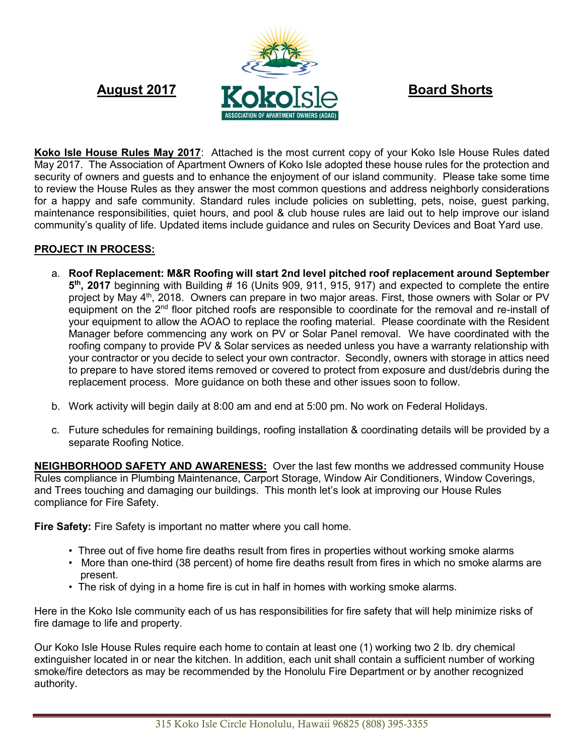**August 2017** **Koko Isle** ASSOCIATION OF APARTMENT OWNERS (AOAO) **Board Shorts**

**Koko Isle House Rules May 2017**: Attached is the most current copy of your Koko Isle House Rules dated May 2017. The Association of Apartment Owners of Koko Isle adopted these house rules for the protection and security of owners and guests and to enhance the enjoyment of our island community. Please take some time to review the House Rules as they answer the most common questions and address neighborly considerations for a happy and safe community. Standard rules include policies on subletting, pets, noise, guest parking, maintenance responsibilities, quiet hours, and pool & club house rules are laid out to help improve our island community's quality of life. Updated items include guidance and rules on Security Devices and Boat Yard use.

**PROJECT IN PROCESS:**

a. **Roof Replacement: M&R Roofing will start 2nd level pitched roof replacement around September 5th, 2017** beginning with Building # 16 (Units 909, 911, 915, 917) and expected to complete the entire project by May 4th, 2018. Owners can prepare in two major areas. First, those owners with Solar or PV equipment on the 2nd floor pitched roofs are responsible to coordinate for the removal and re-install of your equipment to allow the AOAO to replace the roofing material. Please coordinate with the Resident Manager before commencing any work on PV or Solar Panel removal. We have coordinated with the roofing company to provide PV & Solar services as needed unless you have a warranty relationship with your contractor or you decide to select your own contractor. Secondly, owners with storage in attics need to prepare to have stored items removed or covered to protect from exposure and dust/debris during the replacement process. More guidance on both these and other issues soon to follow.

b. Work activity will begin daily at 8:00 am and end at 5:00 pm. No work on Federal Holidays.

c. Future schedules for remaining buildings, roofing installation & coordinating details will be provided by a separate Roofing Notice.

**NEIGHBORHOOD SAFETY AND AWARENESS:** Over the last few months we addressed community House Rules compliance in Plumbing Maintenance, Carport Storage, Window Air Conditioners, Window Coverings, and Trees touching and damaging our buildings. This month let's look at improving our House Rules compliance for Fire Safety.

**Fire Safety:** Fire Safety is important no matter where you call home.

- Three out of five home fire deaths result from fires in properties without working smoke alarms
- More than one-third (38 percent) of home fire deaths result from fires in which no smoke alarms are present.
- The risk of dying in a home fire is cut in half in homes with working smoke alarms.

Here in the Koko Isle community each of us has responsibilities for fire safety that will help minimize risks of fire damage to life and property.

Our Koko Isle House Rules require each home to contain at least one (1) working two 2 lb. dry chemical extinguisher located in or near the kitchen. In addition, each unit shall contain a sufficient number of working smoke/fire detectors as may be recommended by the Honolulu Fire Department or by another recognized authority.

315 Koko Isle Circle Honolulu, Hawaii 96825 (808) 395-3355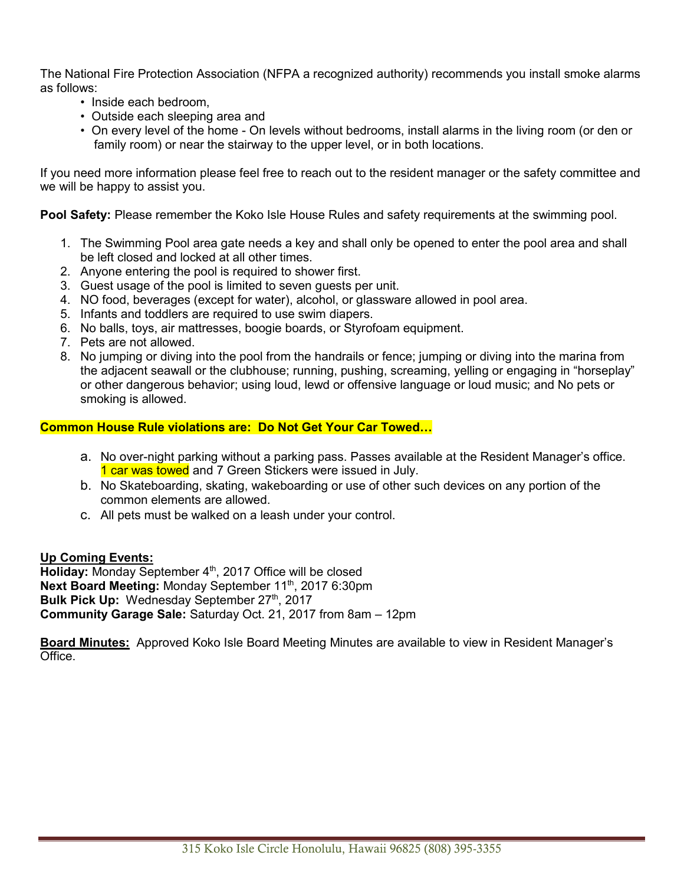The National Fire Protection Association (NFPA a recognized authority) recommends you install smoke alarms as follows:

- Inside each bedroom,
- Outside each sleeping area and
- On every level of the home - On levels without bedrooms, install alarms in the living room (or den or family room) or near the stairway to the upper level, or in both locations.

If you need more information please feel free to reach out to the resident manager or the safety committee and we will be happy to assist you.

**Pool Safety:** Please remember the Koko Isle House Rules and safety requirements at the swimming pool.

1. The Swimming Pool area gate needs a key and shall only be opened to enter the pool area and shall be left closed and locked at all other times.
2. Anyone entering the pool is required to shower first.
3. Guest usage of the pool is limited to seven guests per unit.
4. NO food, beverages (except for water), alcohol, or glassware allowed in pool area.
5. Infants and toddlers are required to use swim diapers.
6. No balls, toys, air mattresses, boogie boards, or Styrofoam equipment.
7. Pets are not allowed.
8. No jumping or diving into the pool from the handrails or fence; jumping or diving into the marina from the adjacent seawall or the clubhouse; running, pushing, screaming, yelling or engaging in "horseplay" or other dangerous behavior; using loud, lewd or offensive language or loud music; and No pets or smoking is allowed.

**Common House Rule violations are: Do Not Get Your Car Towed…**

a. No over-night parking without a parking pass. Passes available at the Resident Manager's office. 1 car was towed and 7 Green Stickers were issued in July.
b. No Skateboarding, skating, wakeboarding or use of other such devices on any portion of the common elements are allowed.
c. All pets must be walked on a leash under your control.

**Up Coming Events:**
**Holiday:** Monday September 4th, 2017 Office will be closed
**Next Board Meeting:** Monday September 11th, 2017 6:30pm
**Bulk Pick Up:** Wednesday September 27th, 2017
**Community Garage Sale:** Saturday Oct. 21, 2017 from 8am – 12pm

**Board Minutes:** Approved Koko Isle Board Meeting Minutes are available to view in Resident Manager's Office.

315 Koko Isle Circle Honolulu, Hawaii 96825 (808) 395-3355